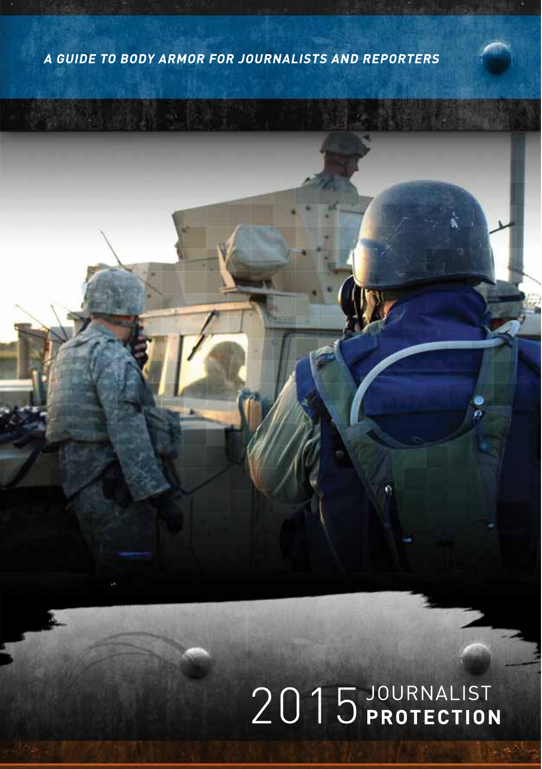*A GUIDE TO BODY ARMOR FOR JOURNALISTS AND REPORTERS*

# 2015 JOURNALIST **PROTECTION**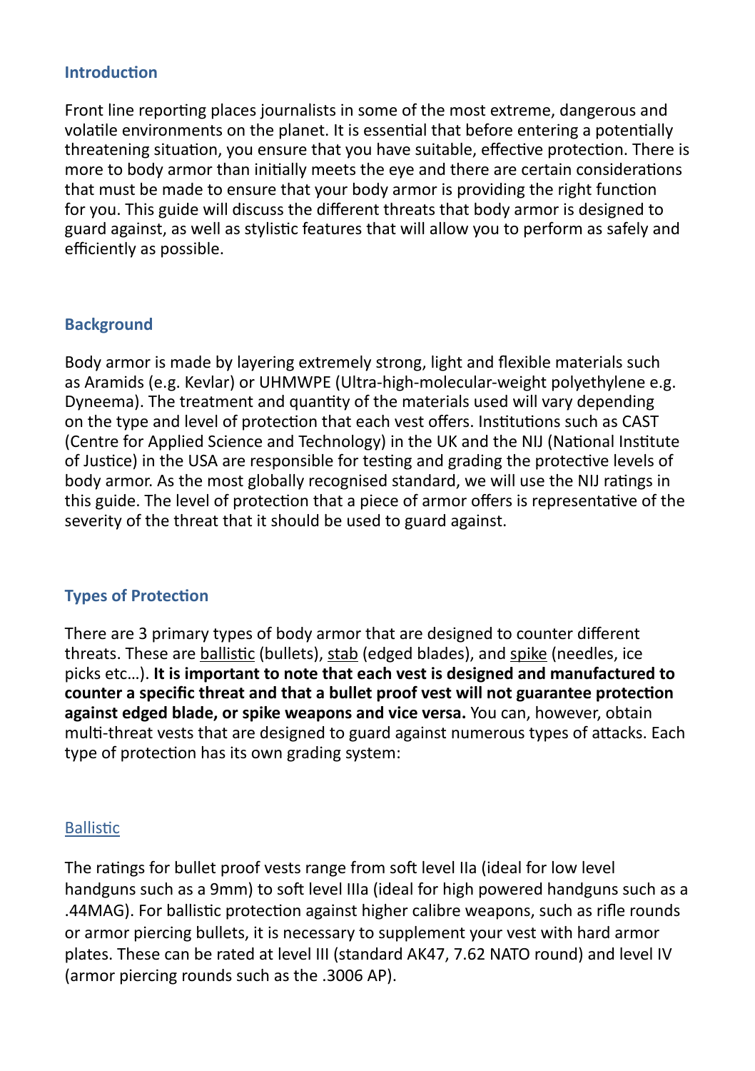## Introduction

Front line reporting places journalists in some of the most extreme, dangerous and volatile environments on the planet. It is essential that before entering a potentially threatening situation, you ensure that you have suitable, effective protection. There is more to body armor than initially meets the eye and there are certain considerations that must be made to ensure that your body armor is providing the right function for you. This guide will discuss the different threats that body armor is designed to guard against, as well as stylistic features that will allow you to perform as safely and efficiently as possible.

## Background

Body armor is made by layering extremely strong, light and flexible materials such as Aramids (e.g. Kevlar) or UHMWPE (Ultra-high-molecular-weight polyethylene e.g. Dyneema). The treatment and quantity of the materials used will vary depending on the type and level of protection that each vest offers. Institutions such as CAST (Centre for Applied Science and Technology) in the UK and the NIJ (National Institute of Justice) in the USA are responsible for testing and grading the protective levels of body armor. As the most globally recognised standard, we will use the NIJ ratings in this guide. The level of protection that a piece of armor offers is representative of the severity of the threat that it should be used to guard against.

## Types of Protection

There are 3 primary types of body armor that are designed to counter different threats. These are ballistic (bullets), stab (edged blades), and spike (needles, ice picks etc…). **It is important to note that each vest is designed and manufactured to counter a specific threat and that a bullet proof vest will not guarantee protection against edged blade, or spike weapons and vice versa.** You can, however, obtain multi-threat vests that are designed to guard against numerous types of attacks. Each type of protection has its own grading system:

### Ballistic

The ratings for bullet proof vests range from soft level IIa (ideal for low level handguns such as a 9mm) to soft level IIIa (ideal for high powered handguns such as a .44MAG). For ballistic protection against higher calibre weapons, such as rifle rounds or armor piercing bullets, it is necessary to supplement your vest with hard armor plates. These can be rated at level III (standard AK47, 7.62 NATO round) and level IV (armor piercing rounds such as the .3006 AP).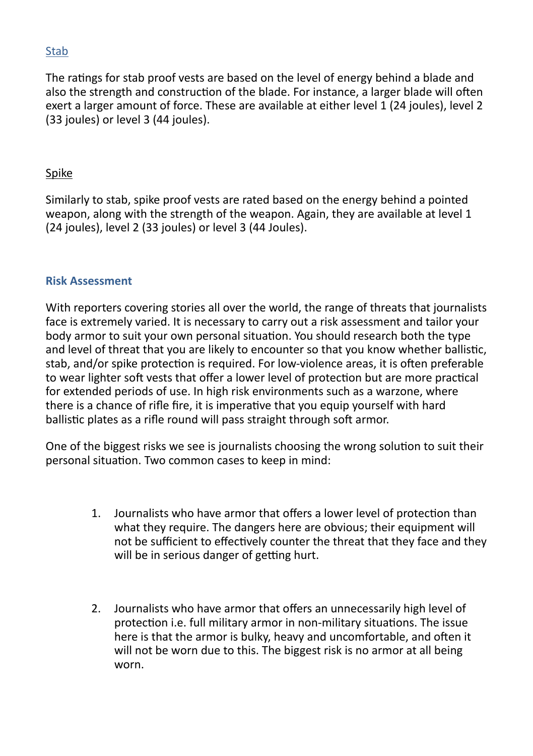### Stab

The ratings for stab proof vests are based on the level of energy behind a blade and also the strength and construction of the blade. For instance, a larger blade will often exert a larger amount of force. These are available at either level 1 (24 joules), level 2 (33 joules) or level 3 (44 joules).

### Spike

Similarly to stab, spike proof vests are rated based on the energy behind a pointed weapon, along with the strength of the weapon. Again, they are available at level 1 (24 joules), level 2 (33 joules) or level 3 (44 Joules).

## Risk Assessment

With reporters covering stories all over the world, the range of threats that journalists face is extremely varied. It is necessary to carry out a risk assessment and tailor your body armor to suit your own personal situation. You should research both the type and level of threat that you are likely to encounter so that you know whether ballistic, stab, and/or spike protection is required. For low-violence areas, it is often preferable to wear lighter soft vests that offer a lower level of protection but are more practical for extended periods of use. In high risk environments such as a warzone, where there is a chance of rifle fire, it is imperative that you equip yourself with hard ballistic plates as a rifle round will pass straight through soft armor.

One of the biggest risks we see is journalists choosing the wrong solution to suit their personal situation. Two common cases to keep in mind:

1. Journalists who have armor that offers a lower level of protection than what they require. The dangers here are obvious; their equipment will not be sufficient to effectively counter the threat that they face and they will be in serious danger of getting hurt.

2. Journalists who have armor that offers an unnecessarily high level of protection i.e. full military armor in non-military situations. The issue here is that the armor is bulky, heavy and uncomfortable, and often it will not be worn due to this. The biggest risk is no armor at all being worn.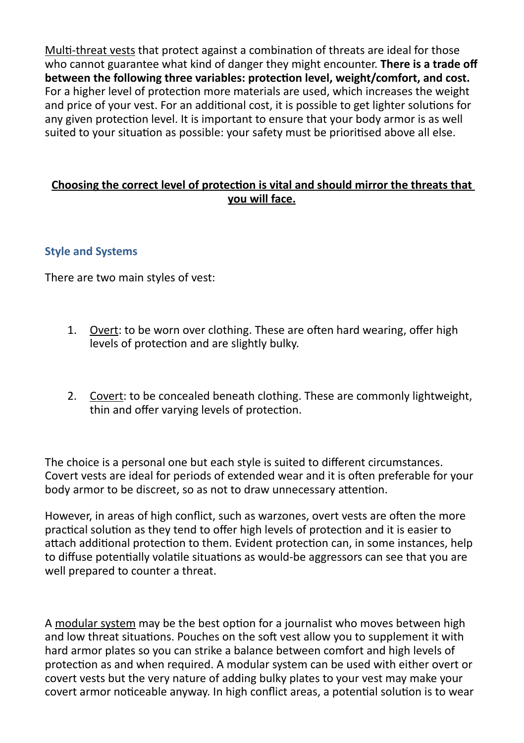Multi-threat vests that protect against a combination of threats are ideal for those who cannot guarantee what kind of danger they might encounter. **There is a trade off between the following three variables: protection level, weight/comfort, and cost.** For a higher level of protection more materials are used, which increases the weight and price of your vest. For an additional cost, it is possible to get lighter solutions for any given protection level. It is important to ensure that your body armor is as well suited to your situation as possible: your safety must be prioritised above all else.

**Choosing the correct level of protection is vital and should mirror the threats that you will face.**

### Style and Systems

There are two main styles of vest:

1. Overt: to be worn over clothing. These are often hard wearing, offer high levels of protection and are slightly bulky.

2. Covert: to be concealed beneath clothing. These are commonly lightweight, thin and offer varying levels of protection.

The choice is a personal one but each style is suited to different circumstances. Covert vests are ideal for periods of extended wear and it is often preferable for your body armor to be discreet, so as not to draw unnecessary attention.

However, in areas of high conflict, such as warzones, overt vests are often the more practical solution as they tend to offer high levels of protection and it is easier to attach additional protection to them. Evident protection can, in some instances, help to diffuse potentially volatile situations as would-be aggressors can see that you are well prepared to counter a threat.

A modular system may be the best option for a journalist who moves between high and low threat situations. Pouches on the soft vest allow you to supplement it with hard armor plates so you can strike a balance between comfort and high levels of protection as and when required. A modular system can be used with either overt or covert vests but the very nature of adding bulky plates to your vest may make your covert armor noticeable anyway. In high conflict areas, a potential solution is to wear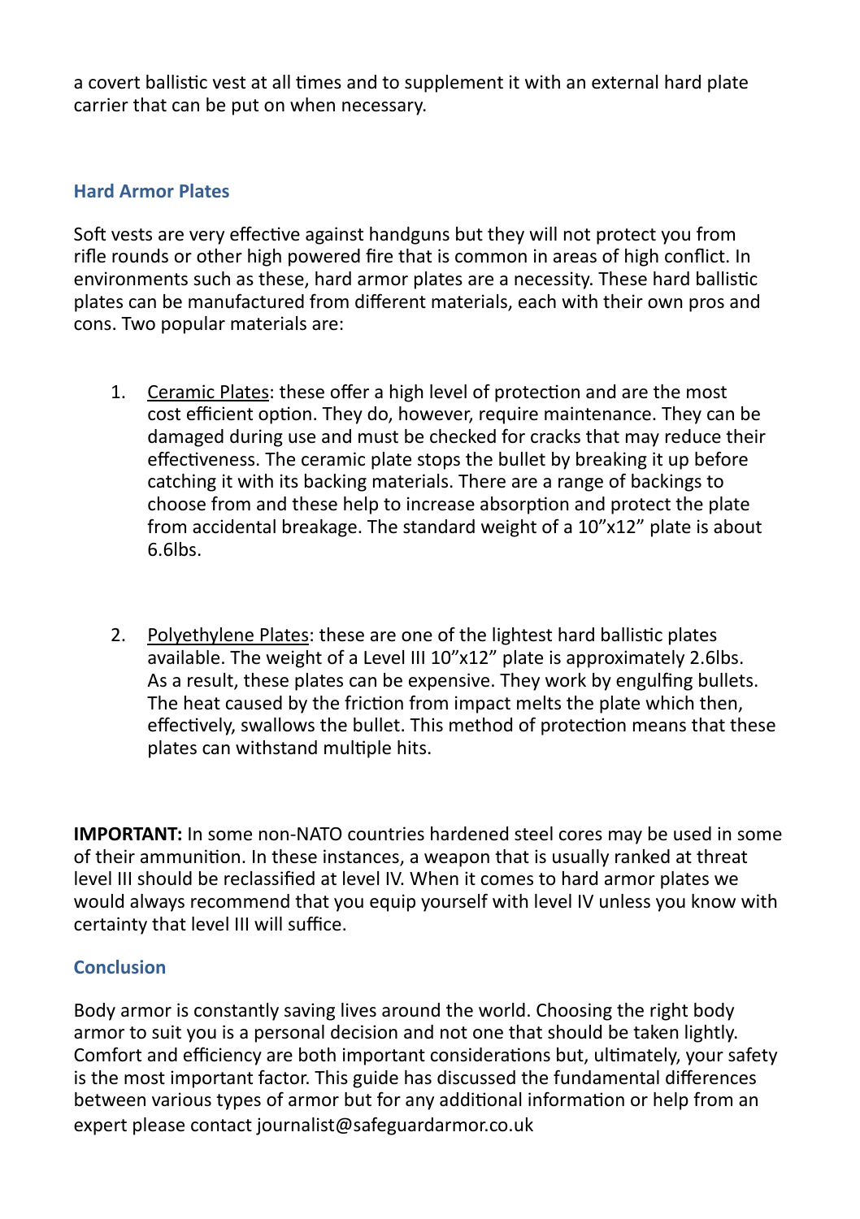a covert ballistic vest at all times and to supplement it with an external hard plate carrier that can be put on when necessary.

## Hard Armor Plates

Soft vests are very effective against handguns but they will not protect you from rifle rounds or other high powered fire that is common in areas of high conflict. In environments such as these, hard armor plates are a necessity. These hard ballistic plates can be manufactured from different materials, each with their own pros and cons. Two popular materials are:

1. Ceramic Plates: these offer a high level of protection and are the most cost efficient option. They do, however, require maintenance. They can be damaged during use and must be checked for cracks that may reduce their effectiveness. The ceramic plate stops the bullet by breaking it up before catching it with its backing materials. There are a range of backings to choose from and these help to increase absorption and protect the plate from accidental breakage. The standard weight of a 10”x12” plate is about 6.6lbs.

2. Polyethylene Plates: these are one of the lightest hard ballistic plates available. The weight of a Level III 10”x12” plate is approximately 2.6lbs. As a result, these plates can be expensive. They work by engulfing bullets. The heat caused by the friction from impact melts the plate which then, effectively, swallows the bullet. This method of protection means that these plates can withstand multiple hits.

**IMPORTANT:** In some non-NATO countries hardened steel cores may be used in some of their ammunition. In these instances, a weapon that is usually ranked at threat level III should be reclassified at level IV. When it comes to hard armor plates we would always recommend that you equip yourself with level IV unless you know with certainty that level III will suffice.

## Conclusion

Body armor is constantly saving lives around the world. Choosing the right body armor to suit you is a personal decision and not one that should be taken lightly. Comfort and efficiency are both important considerations but, ultimately, your safety is the most important factor. This guide has discussed the fundamental differences between various types of armor but for any additional information or help from an expert please contact journalist@safeguardarmor.co.uk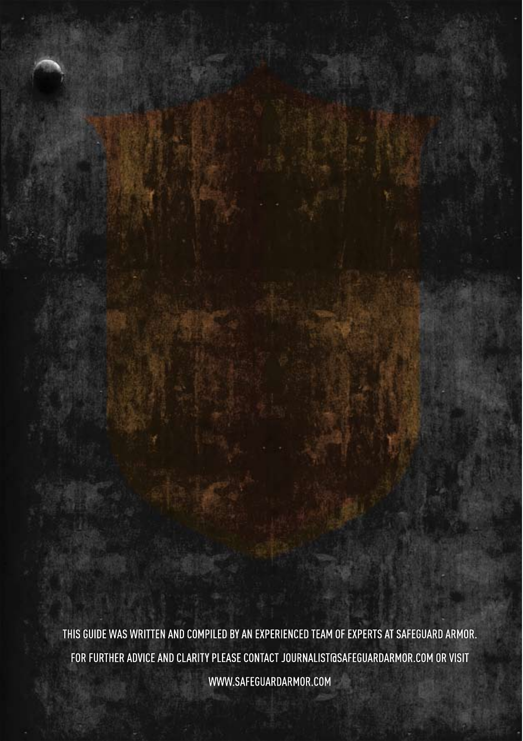THIS GUIDE WAS WRITTEN AND COMPILED BY AN EXPERIENCED TEAM OF EXPERTS AT SAFEGUARD ARMOR.

FOR FURTHER ADVICE AND CLARITY PLEASE CONTACT JOURNALIST@SAFEGUARDARMOR.COM OR VISIT

WWW.SAFEGUARDARMOR.COM